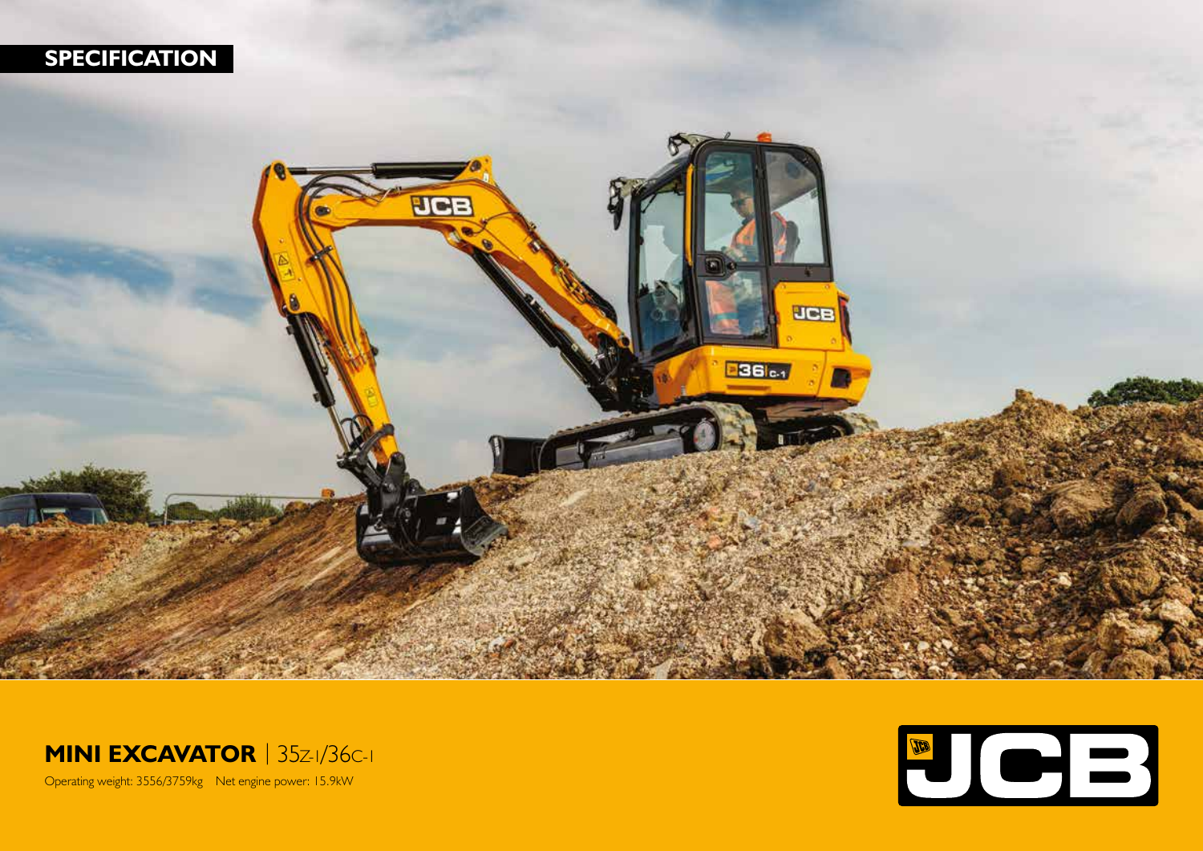# SPECIFICATION

## MINI EXCAVATOR | 35Z-1/36C-1

Operating weight: 3556/3759kg    Net engine power: 15.9kW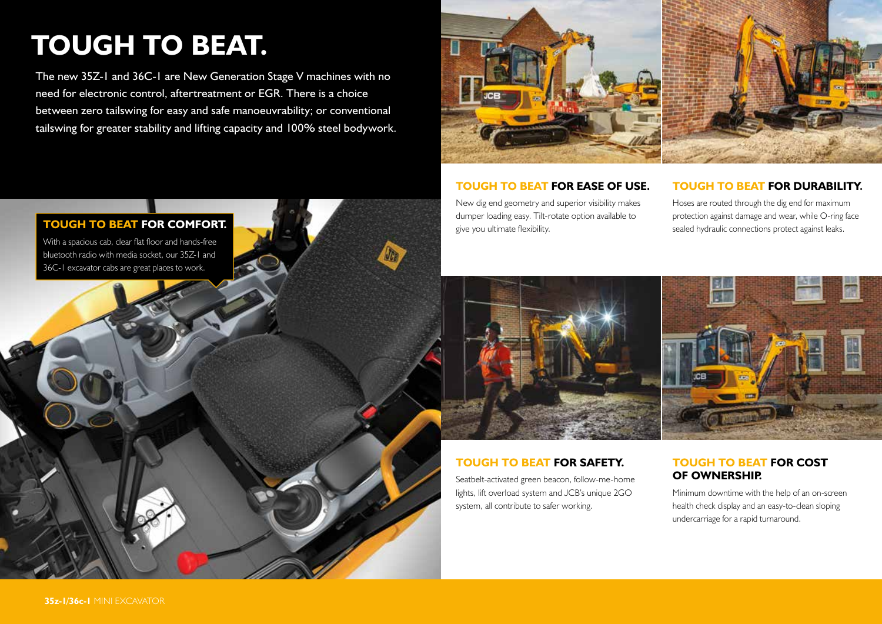# TOUGH TO BEAT.

The new 35Z-1 and 36C-1 are New Generation Stage V machines with no need for electronic control, aftertreatment or EGR. There is a choice between zero tailswing for easy and safe manoeuvrability; or conventional tailswing for greater stability and lifting capacity and 100% steel bodywork.

## TOUGH TO BEAT FOR COMFORT.

With a spacious cab, clear flat floor and hands-free bluetooth radio with media socket, our 35Z-1 and 36C-1 excavator cabs are great places to work.

## TOUGH TO BEAT FOR EASE OF USE.

New dig end geometry and superior visibility makes dumper loading easy. Tilt-rotate option available to give you ultimate flexibility.

## TOUGH TO BEAT FOR DURABILITY.

Hoses are routed through the dig end for maximum protection against damage and wear, while O-ring face sealed hydraulic connections protect against leaks.

## TOUGH TO BEAT FOR SAFETY.

Seatbelt-activated green beacon, follow-me-home lights, lift overload system and JCB's unique 2GO system, all contribute to safer working.

## TOUGH TO BEAT FOR COST OF OWNERSHIP.

Minimum downtime with the help of an on-screen health check display and an easy-to-clean sloping undercarriage for a rapid turnaround.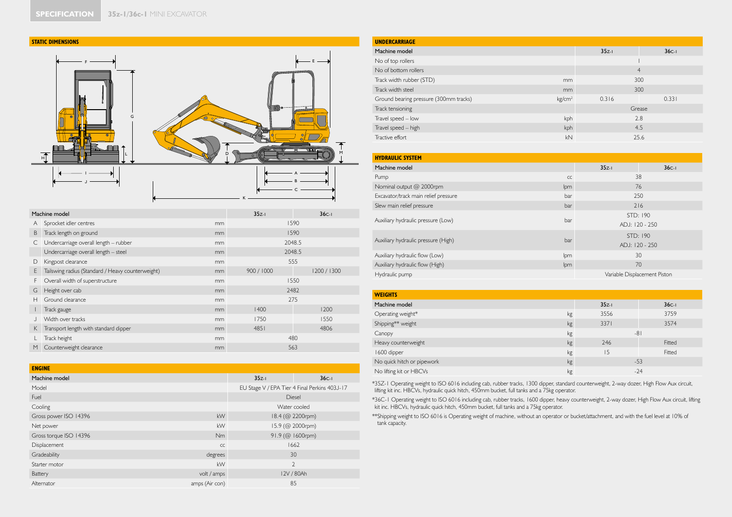# SPECIFICATION 35z-1/36c-1 MINI EXCAVATOR

## STATIC DIMENSIONS

| | Machine model | | 35z-1 | 36c-1 |
|---|---|---|---|---|
| A | Sprocket idler centres | mm | 1590 | |
| B | Track length on ground | mm | 1590 | |
| C | Undercarriage overall length – rubber | mm | 2048.5 | |
| | Undercarriage overall length – steel | mm | 2048.5 | |
| D | Kingpost clearance | mm | 555 | |
| E | Tailswing radius (Standard / Heavy counterweight) | mm | 900 / 1000 | 1200 / 1300 |
| F | Overall width of superstructure | mm | 1550 | |
| G | Height over cab | mm | 2482 | |
| H | Ground clearance | mm | 275 | |
| I | Track gauge | mm | 1400 | 1200 |
| J | Width over tracks | mm | 1750 | 1550 |
| K | Transport length with standard dipper | mm | 4851 | 4806 |
| L | Track height | mm | 480 | |
| M | Counterweight clearance | mm | 563 | |

## ENGINE

| Machine model | | 35z-1 | 36c-1 |
|---|---|---|---|
| Model | | EU Stage V / EPA Tier 4 Final Perkins 403J-17 | |
| Fuel | | Diesel | |
| Cooling | | Water cooled | |
| Gross power ISO 14396 | kW | 18.4 (@ 2200rpm) | |
| Net power | kW | 15.9 (@ 2000rpm) | |
| Gross torque ISO 14396 | Nm | 91.9 (@ 1600rpm) | |
| Displacement | cc | 1662 | |
| Gradeability | degrees | 30 | |
| Starter motor | kW | 2 | |
| Battery | volt / amps | 12V / 80Ah | |
| Alternator | amps (Air con) | 85 | |

## UNDERCARRIAGE

| Machine model | | 35z-1 | 36c-1 |
|---|---|---|---|
| No of top rollers | | 1 | |
| No of bottom rollers | | 4 | |
| Track width rubber (STD) | mm | 300 | |
| Track width steel | mm | 300 | |
| Ground bearing pressure (300mm tracks) | kg/cm² | 0.316 | 0.331 |
| Track tensioning | | Grease | |
| Travel speed – low | kph | 2.8 | |
| Travel speed – high | kph | 4.5 | |
| Tractive effort | kN | 25.6 | |

## HYDRAULIC SYSTEM

| Machine model | | 35z-1 | 36c-1 |
|---|---|---|---|
| Pump | cc | 38 | |
| Nominal output @ 2000rpm | lpm | 76 | |
| Excavator/track main relief pressure | bar | 250 | |
| Slew main relief pressure | bar | 216 | |
| Auxiliary hydraulic pressure (Low) | bar | STD: 190 ADJ: 120 - 250 | |
| Auxiliary hydraulic pressure (High) | bar | STD: 190 ADJ: 120 - 250 | |
| Auxiliary hydraulic flow (Low) | lpm | 30 | |
| Auxiliary hydraulic flow (High) | lpm | 70 | |
| Hydraulic pump | | Variable Displacement Piston | |

## WEIGHTS

| Machine model | | 35z-1 | 36c-1 |
|---|---|---|---|
| Operating weight* | kg | 3556 | 3759 |
| Shipping** weight | kg | 3371 | 3574 |
| Canopy | kg | -81 | |
| Heavy counterweight | kg | 246 | Fitted |
| 1600 dipper | kg | 15 | Fitted |
| No quick hitch or pipework | kg | -53 | |
| No lifting kit or HBCVs | kg | -24 | |

*35Z-1 Operating weight to ISO 6016 including cab, rubber tracks, 1300 dipper, standard counterweight, 2-way dozer, High Flow Aux circuit, lifting kit inc. HBCVs, hydraulic quick hitch, 450mm bucket, full tanks and a 75kg operator.

*36C-1 Operating weight to ISO 6016 including cab, rubber tracks, 1600 dipper, heavy counterweight, 2-way dozer, High Flow Aux circuit, lifting kit inc. HBCVs, hydraulic quick hitch, 450mm bucket, full tanks and a 75kg operator.

**Shipping weight to ISO 6016 is Operating weight of machine, without an operator or bucket/attachment, and with the fuel level at 10% of tank capacity.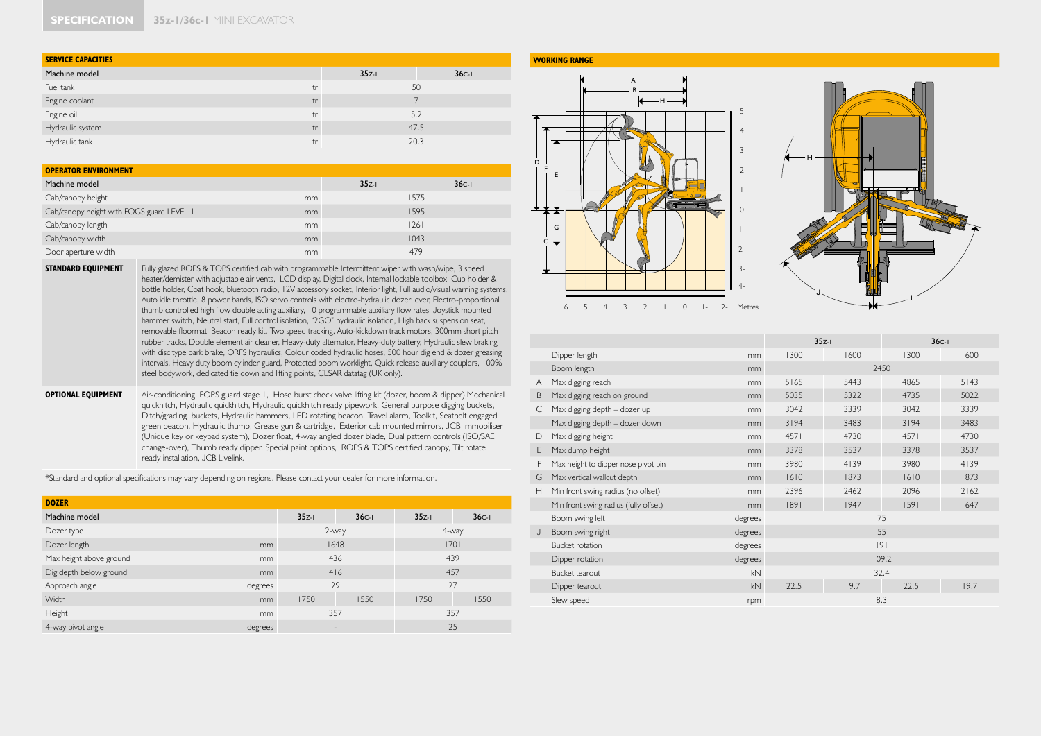# SPECIFICATION 35Z-1/36C-1 MINI EXCAVATOR

## SERVICE CAPACITIES

| Machine model | | 35Z-1 | 36C-1 |
|---|---|---|---|
| Fuel tank | ltr | 50 | |
| Engine coolant | ltr | 7 | |
| Engine oil | ltr | 5.2 | |
| Hydraulic system | ltr | 47.5 | |
| Hydraulic tank | ltr | 20.3 | |

## OPERATOR ENVIRONMENT

| Machine model | | 35Z-1 | 36C-1 |
|---|---|---|---|
| Cab/canopy height | mm | 1575 | |
| Cab/canopy height with FOGS guard LEVEL 1 | mm | 1595 | |
| Cab/canopy length | mm | 1261 | |
| Cab/canopy width | mm | 1043 | |
| Door aperture width | mm | 479 | |

**STANDARD EQUIPMENT** Fully glazed ROPS & TOPS certified cab with programmable Intermittent wiper with wash/wipe, 3 speed heater/demister with adjustable air vents, LCD display, Digital clock, Internal lockable toolbox, Cup holder & bottle holder, Coat hook, bluetooth radio, 12V accessory socket, Interior light, Full audio/visual warning systems, Auto idle throttle, 8 power bands, ISO servo controls with electro-hydraulic dozer lever, Electro-proportional thumb controlled high flow double acting auxiliary, 10 programmable auxiliary flow rates, Joystick mounted hammer switch, Neutral start, Full control isolation, "2GO" hydraulic isolation, High back suspension seat, removable floormat, Beacon ready kit, Two speed tracking, Auto-kickdown track motors, 300mm short pitch rubber tracks, Double element air cleaner, Heavy-duty alternator, Heavy-duty battery, Hydraulic slew braking with disc type park brake, ORFS hydraulics, Colour coded hydraulic hoses, 500 hour dig end & dozer greasing intervals, Heavy duty boom cylinder guard, Protected boom worklight, Quick release auxiliary couplers, 100% steel bodywork, dedicated tie down and lifting points, CESAR datatag (UK only).

**OPTIONAL EQUIPMENT** Air-conditioning, FOPS guard stage 1, Hose burst check valve lifting kit (dozer, boom & dipper), Mechanical quickhitch, Hydraulic quickhitch, Hydraulic quickhitch ready pipework, General purpose digging buckets, Ditch/grading buckets, Hydraulic hammers, LED rotating beacon, Travel alarm, Toolkit, Seatbelt engaged green beacon, Hydraulic thumb, Grease gun & cartridge, Exterior cab mounted mirrors, JCB Immobiliser (Unique key or keypad system), Dozer float, 4-way angled dozer blade, Dual pattern controls (ISO/SAE change-over), Thumb ready dipper, Special paint options, ROPS & TOPS certified canopy, Tilt rotate ready installation, JCB Livelink.

*Standard and optional specifications may vary depending on regions. Please contact your dealer for more information.

## DOZER

| Machine model | | 35Z-1 | 36C-1 | 35Z-1 | 36C-1 |
|---|---|---|---|---|---|
| Dozer type | | 2-way | | 4-way | |
| Dozer length | mm | 1648 | | 1701 | |
| Max height above ground | mm | 436 | | 439 | |
| Dig depth below ground | mm | 416 | | 457 | |
| Approach angle | degrees | 29 | | 27 | |
| Width | mm | 1750 | 1550 | 1750 | 1550 |
| Height | mm | 357 | | 357 | |
| 4-way pivot angle | degrees | - | | 25 | |

## WORKING RANGE

| | | | 35Z-1 | | 36C-1 | |
|---|---|---|---|---|---|---|
| | Dipper length | mm | 1300 | 1600 | 1300 | 1600 |
| | Boom length | mm | 2450 | | | |
| A | Max digging reach | mm | 5165 | 5443 | 4865 | 5143 |
| B | Max digging reach on ground | mm | 5035 | 5322 | 4735 | 5022 |
| C | Max digging depth – dozer up | mm | 3042 | 3339 | 3042 | 3339 |
| | Max digging depth – dozer down | mm | 3194 | 3483 | 3194 | 3483 |
| D | Max digging height | mm | 4571 | 4730 | 4571 | 4730 |
| E | Max dump height | mm | 3378 | 3537 | 3378 | 3537 |
| F | Max height to dipper nose pivot pin | mm | 3980 | 4139 | 3980 | 4139 |
| G | Max vertical wallcut depth | mm | 1610 | 1873 | 1610 | 1873 |
| H | Min front swing radius (no offset) | mm | 2396 | 2462 | 2096 | 2162 |
| | Min front swing radius (fully offset) | mm | 1891 | 1947 | 1591 | 1647 |
| I | Boom swing left | degrees | 75 | | | |
| J | Boom swing right | degrees | 55 | | | |
| | Bucket rotation | degrees | 191 | | | |
| | Dipper rotation | degrees | 109.2 | | | |
| | Bucket tearout | kN | 32.4 | | | |
| | Dipper tearout | kN | 22.5 | 19.7 | 22.5 | 19.7 |
| | Slew speed | rpm | 8.3 | | | |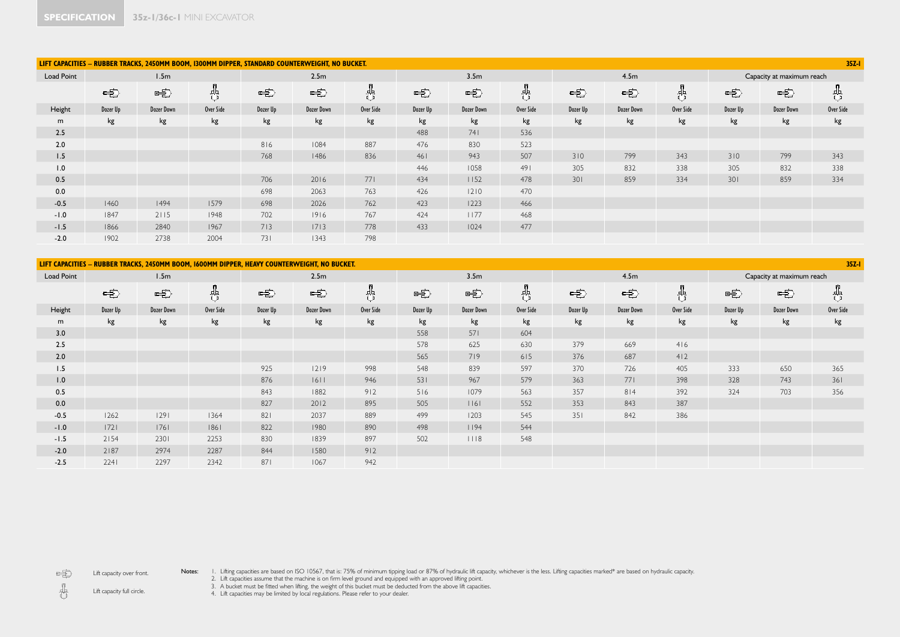## SPECIFICATION 35z-1/36c-1 MINI EXCAVATOR

**LIFT CAPACITIES – RUBBER TRACKS, 2450MM BOOM, 1300MM DIPPER, STANDARD COUNTERWEIGHT, NO BUCKET.** 35Z-1

| Load Point | 1.5m | | | 2.5m | | | 3.5m | | | 4.5m | | | Capacity at maximum reach | | |
|---|---|---|---|---|---|---|---|---|---|---|---|---|---|---|---|
| Height | Dozer Up | Dozer Down | Over Side | Dozer Up | Dozer Down | Over Side | Dozer Up | Dozer Down | Over Side | Dozer Up | Dozer Down | Over Side | Dozer Up | Dozer Down | Over Side |
| m | kg | kg | kg | kg | kg | kg | kg | kg | kg | kg | kg | kg | kg | kg | kg |
| 2.5 | | | | | | | 488 | 741 | 536 | | | | | | |
| 2.0 | | | | 816 | 1084 | 887 | 476 | 830 | 523 | | | | | | |
| 1.5 | | | | 768 | 1486 | 836 | 461 | 943 | 507 | 310 | 799 | 343 | 310 | 799 | 343 |
| 1.0 | | | | | | | 446 | 1058 | 491 | 305 | 832 | 338 | 305 | 832 | 338 |
| 0.5 | | | | 706 | 2016 | 771 | 434 | 1152 | 478 | 301 | 859 | 334 | 301 | 859 | 334 |
| 0.0 | | | | 698 | 2063 | 763 | 426 | 1210 | 470 | | | | | | |
| -0.5 | 1460 | 1494 | 1579 | 698 | 2026 | 762 | 423 | 1223 | 466 | | | | | | |
| -1.0 | 1847 | 2115 | 1948 | 702 | 1916 | 767 | 424 | 1177 | 468 | | | | | | |
| -1.5 | 1866 | 2840 | 1967 | 713 | 1713 | 778 | 433 | 1024 | 477 | | | | | | |
| -2.0 | 1902 | 2738 | 2004 | 731 | 1343 | 798 | | | | | | | | | |

**LIFT CAPACITIES – RUBBER TRACKS, 2450MM BOOM, 1600MM DIPPER, HEAVY COUNTERWEIGHT, NO BUCKET.** 35Z-1

| Load Point | 1.5m | | | 2.5m | | | 3.5m | | | 4.5m | | | Capacity at maximum reach | | |
|---|---|---|---|---|---|---|---|---|---|---|---|---|---|---|---|
| Height | Dozer Up | Dozer Down | Over Side | Dozer Up | Dozer Down | Over Side | Dozer Up | Dozer Down | Over Side | Dozer Up | Dozer Down | Over Side | Dozer Up | Dozer Down | Over Side |
| m | kg | kg | kg | kg | kg | kg | kg | kg | kg | kg | kg | kg | kg | kg | kg |
| 3.0 | | | | | | | 558 | 571 | 604 | | | | | | |
| 2.5 | | | | | | | 578 | 625 | 630 | 379 | 669 | 416 | | | |
| 2.0 | | | | | | | 565 | 719 | 615 | 376 | 687 | 412 | | | |
| 1.5 | | | | 925 | 1219 | 998 | 548 | 839 | 597 | 370 | 726 | 405 | 333 | 650 | 365 |
| 1.0 | | | | 876 | 1611 | 946 | 531 | 967 | 579 | 363 | 771 | 398 | 328 | 743 | 361 |
| 0.5 | | | | 843 | 1882 | 912 | 516 | 1079 | 563 | 357 | 814 | 392 | 324 | 703 | 356 |
| 0.0 | | | | 827 | 2012 | 895 | 505 | 1161 | 552 | 353 | 843 | 387 | | | |
| -0.5 | 1262 | 1291 | 1364 | 821 | 2037 | 889 | 499 | 1203 | 545 | 351 | 842 | 386 | | | |
| -1.0 | 1721 | 1761 | 1861 | 822 | 1980 | 890 | 498 | 1194 | 544 | | | | | | |
| -1.5 | 2154 | 2301 | 2253 | 830 | 1839 | 897 | 502 | 1118 | 548 | | | | | | |
| -2.0 | 2187 | 2974 | 2287 | 844 | 1580 | 912 | | | | | | | | | |
| -2.5 | 2241 | 2297 | 2342 | 871 | 1067 | 942 | | | | | | | | | |

Lift capacity over front.

Lift capacity full circle.

Notes:

1. Lifting capacities are based on ISO 10567, that is: 75% of minimum tipping load or 87% of hydraulic lift capacity, whichever is the less. Lifting capacities marked* are based on hydraulic capacity.
2. Lift capacities assume that the machine is on firm level ground and equipped with an approved lifting point.
3. A bucket must be fitted when lifting, the weight of this bucket must be deducted from the above lift capacities.
4. Lift capacities may be limited by local regulations. Please refer to your dealer.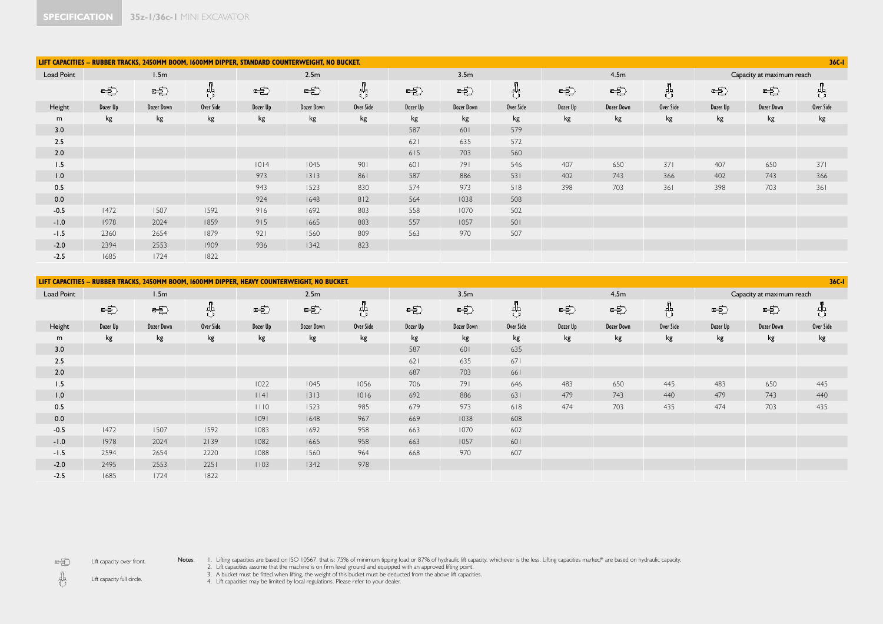**SPECIFICATION** **35z-1/36c-1** MINI EXCAVATOR

## LIFT CAPACITIES – RUBBER TRACKS, 2450MM BOOM, 1600MM DIPPER, STANDARD COUNTERWEIGHT, NO BUCKET. 36C-1

| Load Point | 1.5m | | | 2.5m | | | 3.5m | | | 4.5m | | | Capacity at maximum reach | | |
|---|---|---|---|---|---|---|---|---|---|---|---|---|---|---|---|
| Height | Dozer Up | Dozer Down | Over Side | Dozer Up | Dozer Down | Over Side | Dozer Up | Dozer Down | Over Side | Dozer Up | Dozer Down | Over Side | Dozer Up | Dozer Down | Over Side |
| m | kg | kg | kg | kg | kg | kg | kg | kg | kg | kg | kg | kg | kg | kg | kg |
| 3.0 | | | | | | | 587 | 601 | 579 | | | | | | |
| 2.5 | | | | | | | 621 | 635 | 572 | | | | | | |
| 2.0 | | | | | | | 615 | 703 | 560 | | | | | | |
| 1.5 | | | | 1014 | 1045 | 901 | 601 | 791 | 546 | 407 | 650 | 371 | 407 | 650 | 371 |
| 1.0 | | | | 973 | 1313 | 861 | 587 | 886 | 531 | 402 | 743 | 366 | 402 | 743 | 366 |
| 0.5 | | | | 943 | 1523 | 830 | 574 | 973 | 518 | 398 | 703 | 361 | 398 | 703 | 361 |
| 0.0 | | | | 924 | 1648 | 812 | 564 | 1038 | 508 | | | | | | |
| -0.5 | 1472 | 1507 | 1592 | 916 | 1692 | 803 | 558 | 1070 | 502 | | | | | | |
| -1.0 | 1978 | 2024 | 1859 | 915 | 1665 | 803 | 557 | 1057 | 501 | | | | | | |
| -1.5 | 2360 | 2654 | 1879 | 921 | 1560 | 809 | 563 | 970 | 507 | | | | | | |
| -2.0 | 2394 | 2553 | 1909 | 936 | 1342 | 823 | | | | | | | | | |
| -2.5 | 1685 | 1724 | 1822 | | | | | | | | | | | | |

## LIFT CAPACITIES – RUBBER TRACKS, 2450MM BOOM, 1600MM DIPPER, HEAVY COUNTERWEIGHT, NO BUCKET. 36C-1

| Load Point | 1.5m | | | 2.5m | | | 3.5m | | | 4.5m | | | Capacity at maximum reach | | |
|---|---|---|---|---|---|---|---|---|---|---|---|---|---|---|---|
| Height | Dozer Up | Dozer Down | Over Side | Dozer Up | Dozer Down | Over Side | Dozer Up | Dozer Down | Over Side | Dozer Up | Dozer Down | Over Side | Dozer Up | Dozer Down | Over Side |
| m | kg | kg | kg | kg | kg | kg | kg | kg | kg | kg | kg | kg | kg | kg | kg |
| 3.0 | | | | | | | 587 | 601 | 635 | | | | | | |
| 2.5 | | | | | | | 621 | 635 | 671 | | | | | | |
| 2.0 | | | | | | | 687 | 703 | 661 | | | | | | |
| 1.5 | | | | 1022 | 1045 | 1056 | 706 | 791 | 646 | 483 | 650 | 445 | 483 | 650 | 445 |
| 1.0 | | | | 1141 | 1313 | 1016 | 692 | 886 | 631 | 479 | 743 | 440 | 479 | 743 | 440 |
| 0.5 | | | | 1110 | 1523 | 985 | 679 | 973 | 618 | 474 | 703 | 435 | 474 | 703 | 435 |
| 0.0 | | | | 1091 | 1648 | 967 | 669 | 1038 | 608 | | | | | | |
| -0.5 | 1472 | 1507 | 1592 | 1083 | 1692 | 958 | 663 | 1070 | 602 | | | | | | |
| -1.0 | 1978 | 2024 | 2139 | 1082 | 1665 | 958 | 663 | 1057 | 601 | | | | | | |
| -1.5 | 2594 | 2654 | 2220 | 1088 | 1560 | 964 | 668 | 970 | 607 | | | | | | |
| -2.0 | 2495 | 2553 | 2251 | 1103 | 1342 | 978 | | | | | | | | | |
| -2.5 | 1685 | 1724 | 1822 | | | | | | | | | | | | |

Lift capacity over front.

Lift capacity full circle.

Notes:

1. Lifting capacities are based on ISO 10567, that is: 75% of minimum tipping load or 87% of hydraulic lift capacity, whichever is the less. Lifting capacities marked* are based on hydraulic capacity.
2. Lift capacities assume that the machine is on firm level ground and equipped with an approved lifting point.
3. A bucket must be fitted when lifting, the weight of this bucket must be deducted from the above lift capacities.
4. Lift capacities may be limited by local regulations. Please refer to your dealer.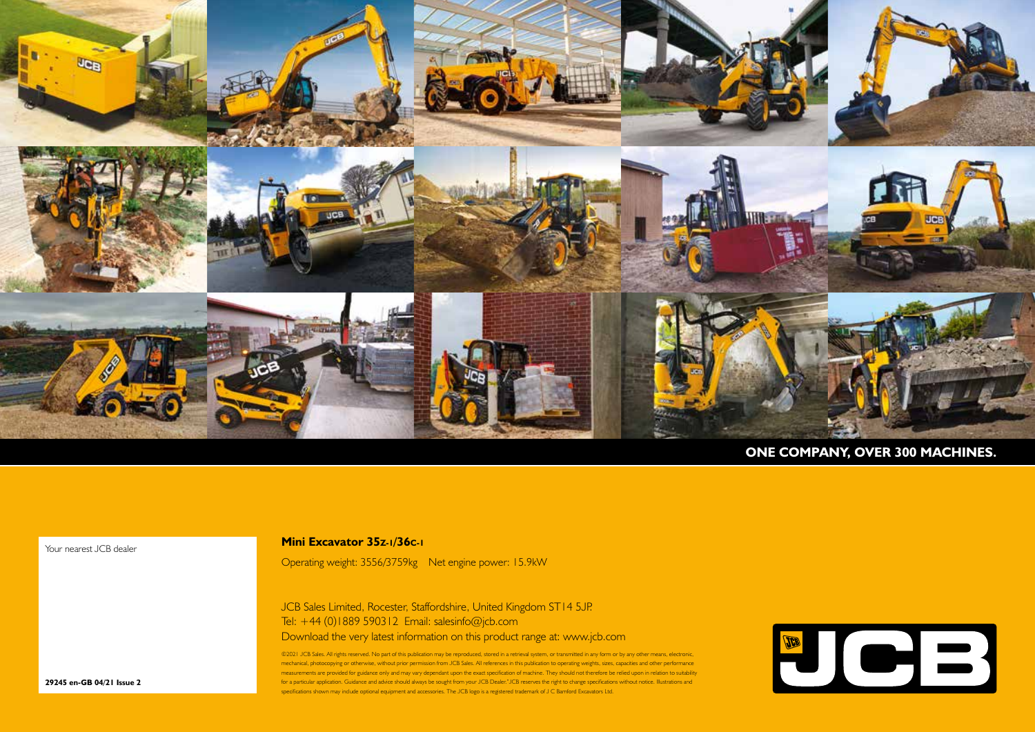**ONE COMPANY, OVER 300 MACHINES.**

Your nearest JCB dealer

**Mini Excavator 35Z-1/36C-1**

Operating weight: 3556/3759kg Net engine power: 15.9kW

JCB Sales Limited, Rocester, Staffordshire, United Kingdom ST14 5JP.
Tel: +44 (0)1889 590312 Email: salesinfo@jcb.com
Download the very latest information on this product range at: www.jcb.com

©2021 JCB Sales. All rights reserved. No part of this publication may be reproduced, stored in a retrieval system, or transmitted in any form or by any other means, electronic, mechanical, photocopying or otherwise, without prior permission from JCB Sales. All references in this publication to operating weights, sizes, capacities and other performance measurements are provided for guidance only and may vary dependant upon the exact specification of machine. They should not therefore be relied upon in relation to suitability for a particular application. Guidance and advice should always be sought from your JCB Dealer. JCB reserves the right to change specifications without notice. Illustrations and specifications shown may include optional equipment and accessories. The JCB logo is a registered trademark of J C Bamford Excavators Ltd.

**29245 en-GB 04/21 Issue 2**